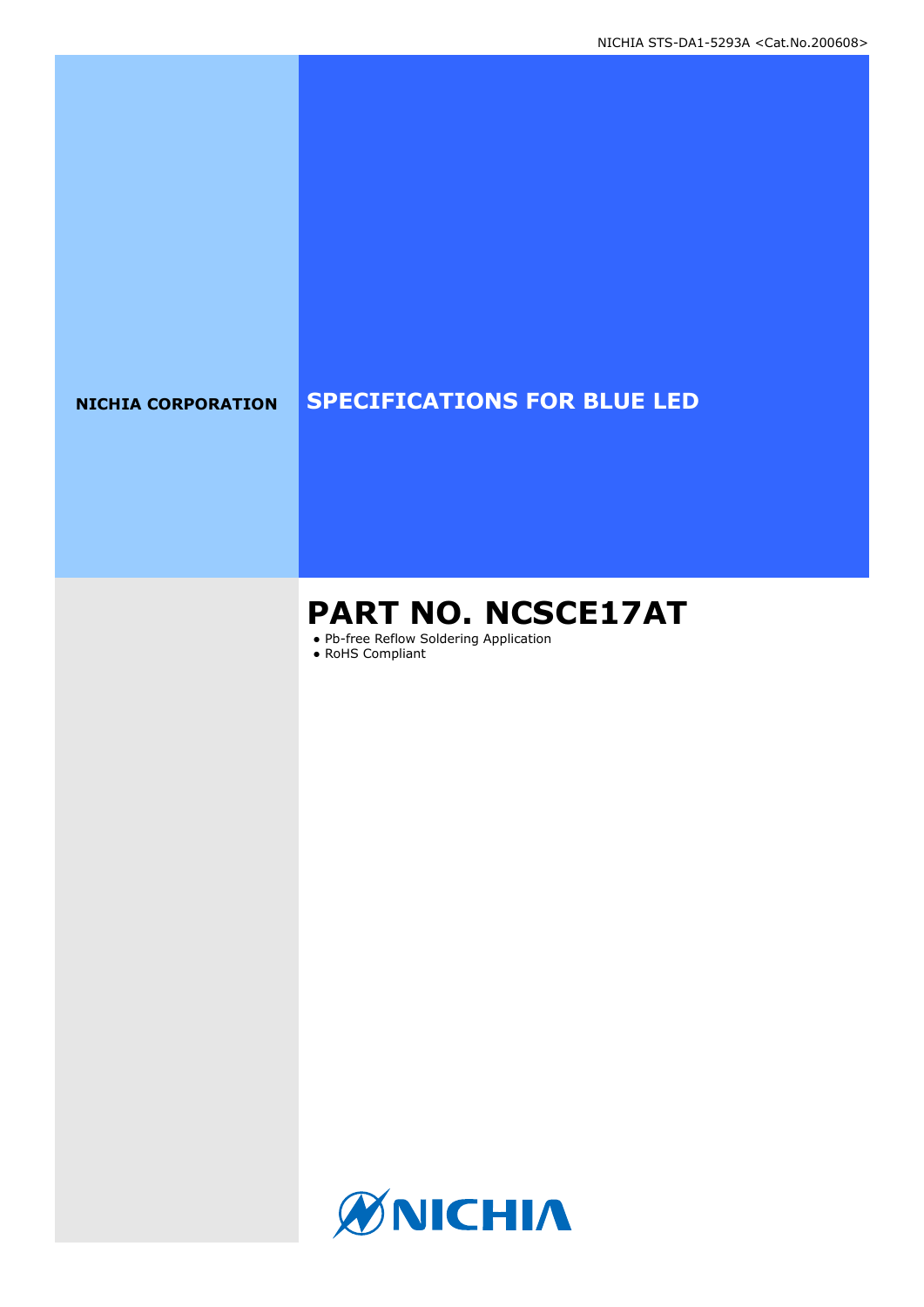NICHIA STS-DA1-5293A <Cat.No.200608>

**NICHIA CORPORATION**

# SPECIFICATIONS FOR BLUE LED

## PART NO. NCSCE17AT

- Pb-free Reflow Soldering Application
- RoHS Compliant

NICHIA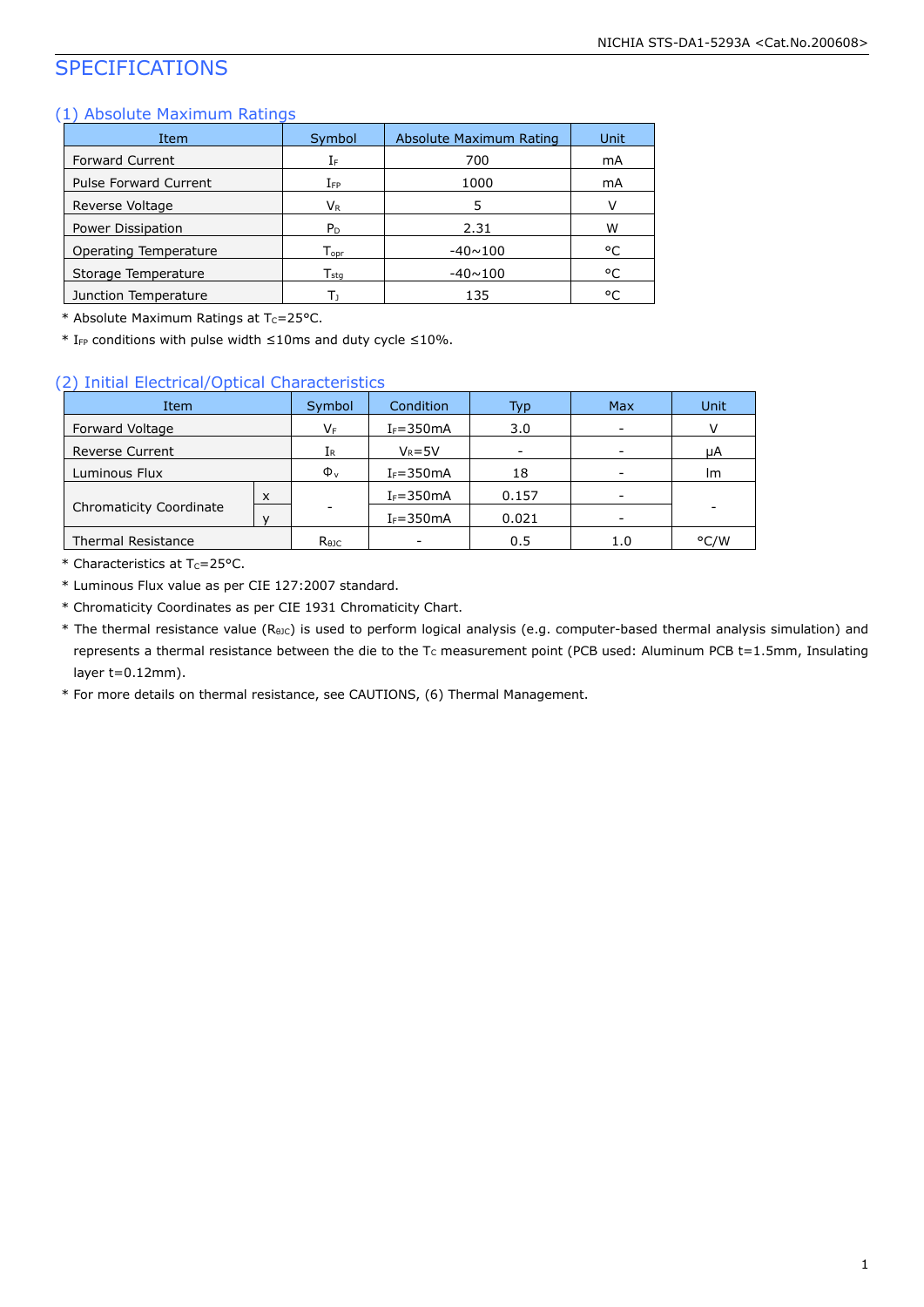# SPECIFICATIONS

## (1) Absolute Maximum Ratings

| Item | Symbol | Absolute Maximum Rating | Unit |
|---|---|---|---|
| Forward Current | $I_F$ | 700 | mA |
| Pulse Forward Current | $I_{FP}$ | 1000 | mA |
| Reverse Voltage | $V_R$ | 5 | V |
| Power Dissipation | $P_D$ | 2.31 | W |
| Operating Temperature | $T_{opr}$ | -40~100 | °C |
| Storage Temperature | $T_{stg}$ | -40~100 | °C |
| Junction Temperature | $T_J$ | 135 | °C |

* Absolute Maximum Ratings at $T_C$=25°C.
* $I_{FP}$ conditions with pulse width ≤10ms and duty cycle ≤10%.

## (2) Initial Electrical/Optical Characteristics

| Item | | Symbol | Condition | Typ | Max | Unit |
|---|---|---|---|---|---|---|
| Forward Voltage | | $V_F$ | $I_F$=350mA | 3.0 | - | V |
| Reverse Current | | $I_R$ | $V_R$=5V | - | - | μA |
| Luminous Flux | | $\Phi_v$ | $I_F$=350mA | 18 | - | lm |
| Chromaticity Coordinate | x | - | $I_F$=350mA | 0.157 | - | - |
| | y | | $I_F$=350mA | 0.021 | - | |
| Thermal Resistance | | $R_{\theta JC}$ | - | 0.5 | 1.0 | °C/W |

* Characteristics at $T_C$=25°C.
* Luminous Flux value as per CIE 127:2007 standard.
* Chromaticity Coordinates as per CIE 1931 Chromaticity Chart.
* The thermal resistance value ($R_{\theta JC}$) is used to perform logical analysis (e.g. computer-based thermal analysis simulation) and represents a thermal resistance between the die to the $T_C$ measurement point (PCB used: Aluminum PCB t=1.5mm, Insulating layer t=0.12mm).
* For more details on thermal resistance, see CAUTIONS, (6) Thermal Management.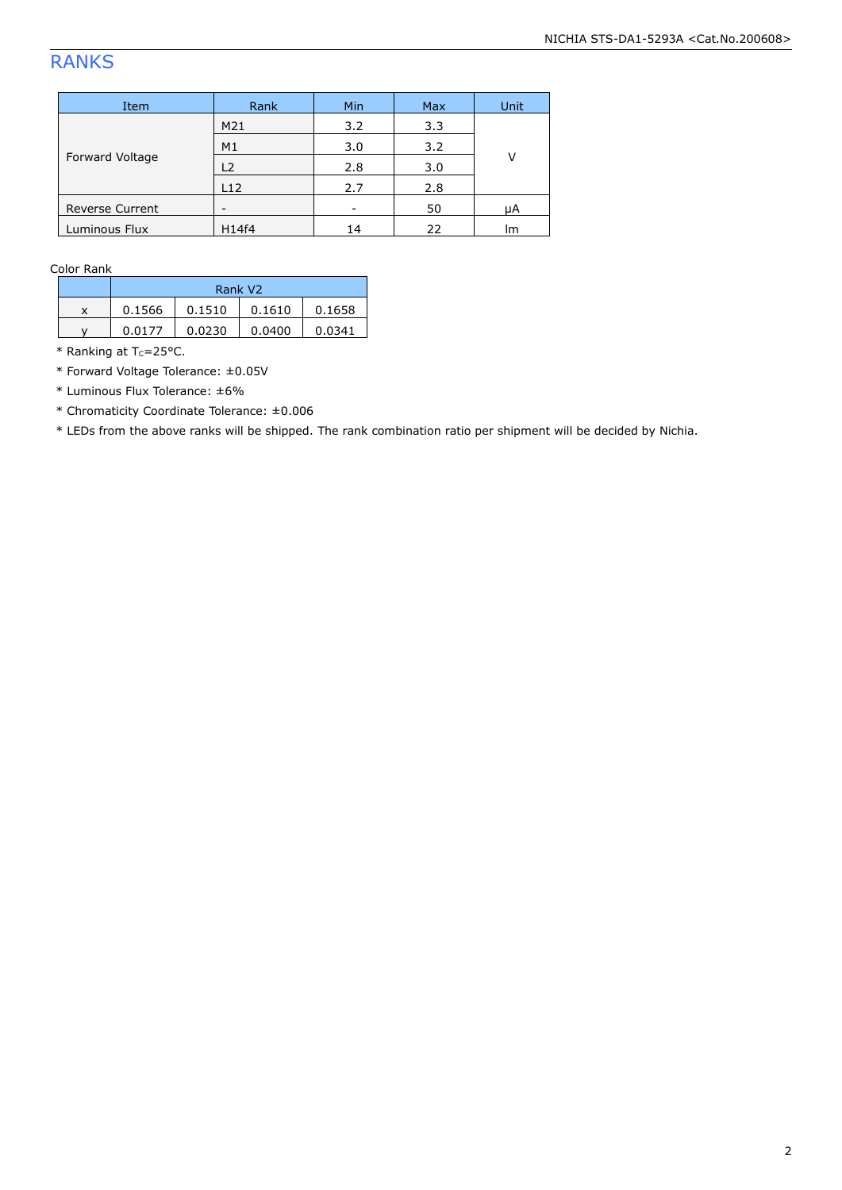## RANKS

| Item | Rank | Min | Max | Unit |
|---|---|---|---|---|
| Forward Voltage | M21 | 3.2 | 3.3 | V |
| | M1 | 3.0 | 3.2 | |
| | L2 | 2.8 | 3.0 | |
| | L12 | 2.7 | 2.8 | |
| Reverse Current | - | - | 50 | μA |
| Luminous Flux | H14f4 | 14 | 22 | lm |

Color Rank

| | Rank V2 | | | |
|---|---|---|---|---|
| x | 0.1566 | 0.1510 | 0.1610 | 0.1658 |
| y | 0.0177 | 0.0230 | 0.0400 | 0.0341 |

* Ranking at $T_C$=25°C.
* Forward Voltage Tolerance: ±0.05V
* Luminous Flux Tolerance: ±6%
* Chromaticity Coordinate Tolerance: ±0.006
* LEDs from the above ranks will be shipped. The rank combination ratio per shipment will be decided by Nichia.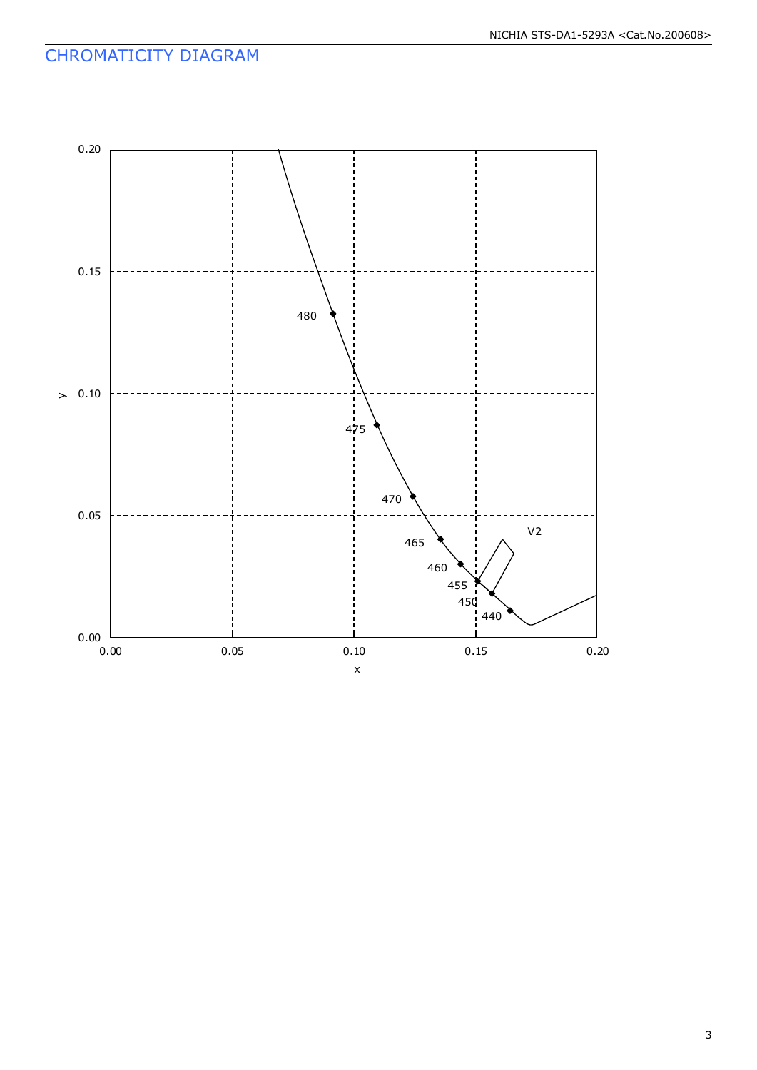## CHROMATICITY DIAGRAM

| Axis | Range |
|---|---|
| x | 0.00 – 0.20 |
| y | 0.00 – 0.20 |

Spectral locus wavelength markers (nm): 480, 475, 470, 465, 460, 455, 450, 440

Chromaticity region: V2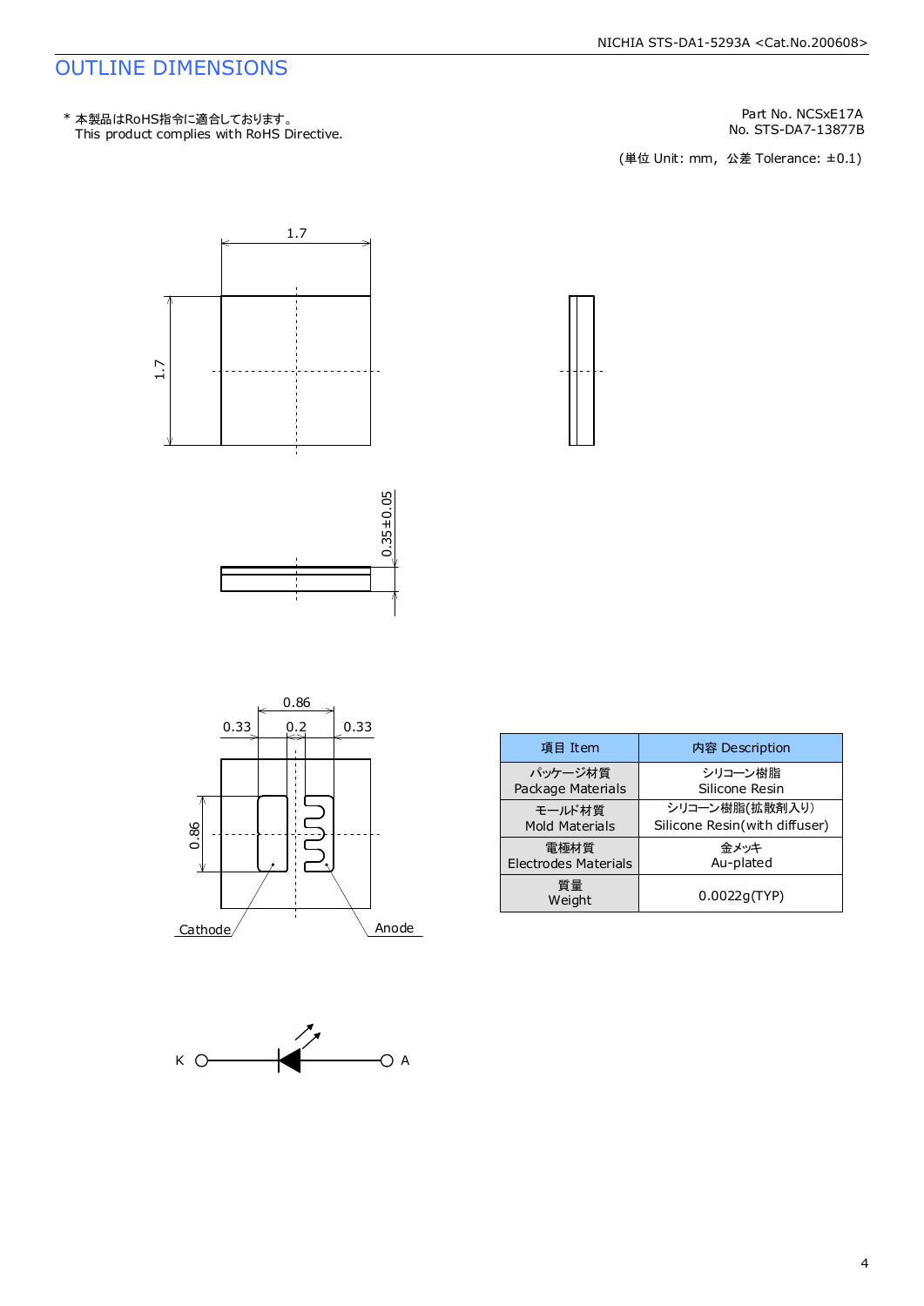# OUTLINE DIMENSIONS

\* 本製品はRoHS指令に適合しております。
This product complies with RoHS Directive.

Part No. NCSxE17A
No. STS-DA7-13877B

(単位 Unit: mm, 公差 Tolerance: ±0.1)

1.7

1.7

0.35±0.05

0.86

0.33 0.2 0.33

0.86

Cathode

Anode

| 項目 Item | 内容 Description |
|---|---|
| パッケージ材質<br>Package Materials | シリコーン樹脂<br>Silicone Resin |
| モールド材質<br>Mold Materials | シリコーン樹脂(拡散剤入り)<br>Silicone Resin(with diffuser) |
| 電極材質<br>Electrodes Materials | 金メッキ<br>Au-plated |
| 質量<br>Weight | 0.0022g(TYP) |

K A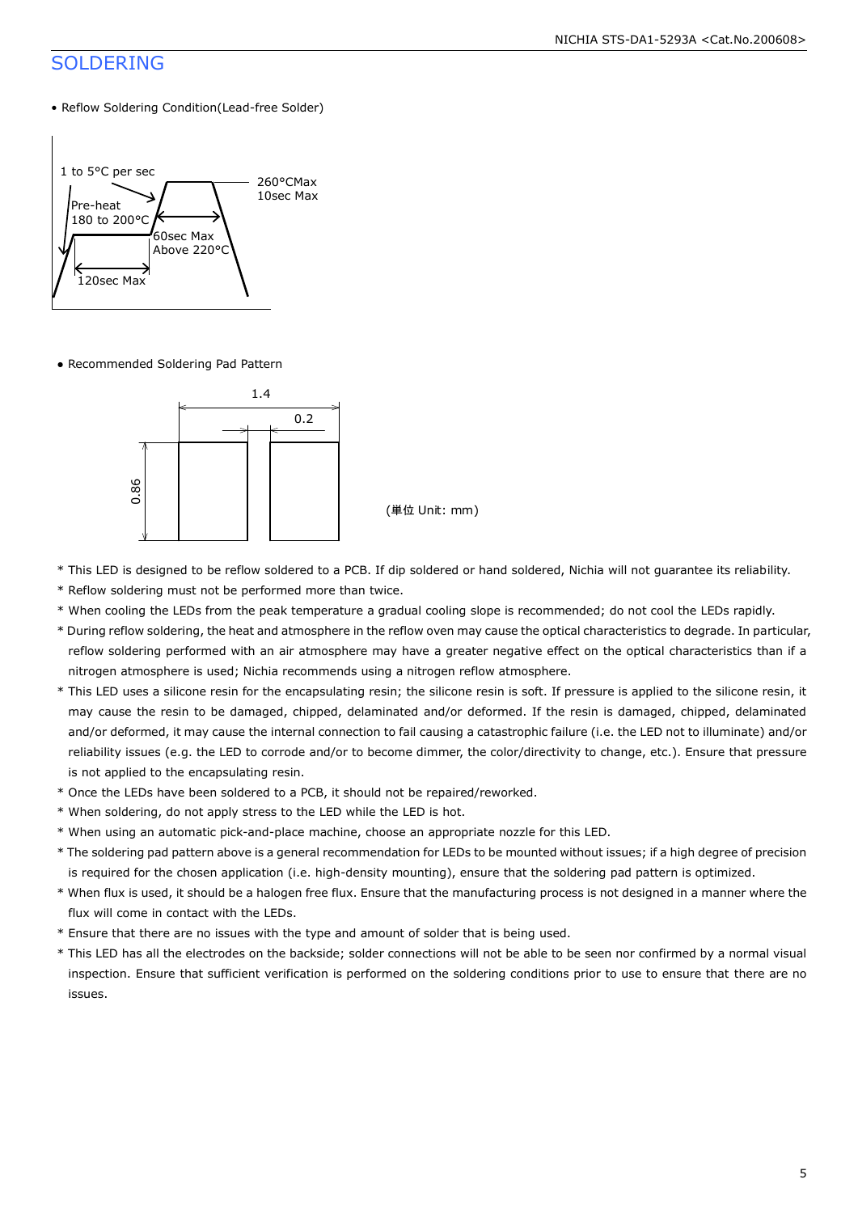# SOLDERING

- Reflow Soldering Condition(Lead-free Solder)

1 to 5°C per sec

Pre-heat
180 to 200°C

260°CMax
10sec Max

60sec Max
Above 220°C

120sec Max

- Recommended Soldering Pad Pattern

1.4

0.2

0.86

(単位 Unit: mm)

* This LED is designed to be reflow soldered to a PCB. If dip soldered or hand soldered, Nichia will not guarantee its reliability.
* Reflow soldering must not be performed more than twice.
* When cooling the LEDs from the peak temperature a gradual cooling slope is recommended; do not cool the LEDs rapidly.
* During reflow soldering, the heat and atmosphere in the reflow oven may cause the optical characteristics to degrade. In particular, reflow soldering performed with an air atmosphere may have a greater negative effect on the optical characteristics than if a nitrogen atmosphere is used; Nichia recommends using a nitrogen reflow atmosphere.
* This LED uses a silicone resin for the encapsulating resin; the silicone resin is soft. If pressure is applied to the silicone resin, it may cause the resin to be damaged, chipped, delaminated and/or deformed. If the resin is damaged, chipped, delaminated and/or deformed, it may cause the internal connection to fail causing a catastrophic failure (i.e. the LED not to illuminate) and/or reliability issues (e.g. the LED to corrode and/or to become dimmer, the color/directivity to change, etc.). Ensure that pressure is not applied to the encapsulating resin.
* Once the LEDs have been soldered to a PCB, it should not be repaired/reworked.
* When soldering, do not apply stress to the LED while the LED is hot.
* When using an automatic pick-and-place machine, choose an appropriate nozzle for this LED.
* The soldering pad pattern above is a general recommendation for LEDs to be mounted without issues; if a high degree of precision is required for the chosen application (i.e. high-density mounting), ensure that the soldering pad pattern is optimized.
* When flux is used, it should be a halogen free flux. Ensure that the manufacturing process is not designed in a manner where the flux will come in contact with the LEDs.
* Ensure that there are no issues with the type and amount of solder that is being used.
* This LED has all the electrodes on the backside; solder connections will not be able to be seen nor confirmed by a normal visual inspection. Ensure that sufficient verification is performed on the soldering conditions prior to use to ensure that there are no issues.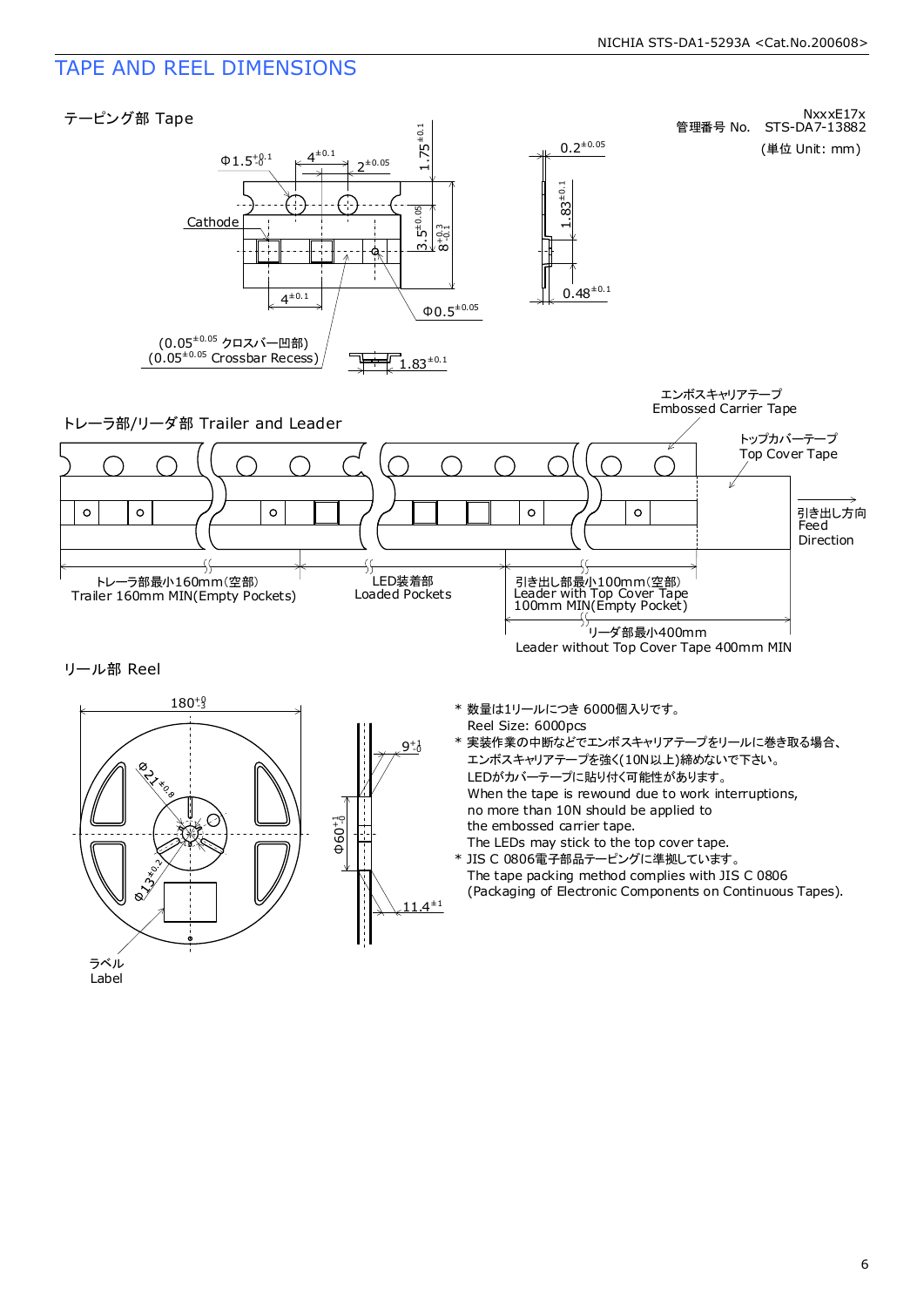## TAPE AND REEL DIMENSIONS

NxxxE17x
管理番号 No.　STS-DA7-13882

(単位 Unit: mm)

### テーピング部 Tape

Cathode

$\Phi 1.5^{+0.1}_{-0}$　$4^{\pm 0.1}$　$2^{\pm 0.05}$　$1.75^{\pm 0.1}$　$3.5^{\pm 0.05}$　$8^{+0.3}_{-0.1}$　$4^{\pm 0.1}$　$\Phi 0.5^{\pm 0.05}$

$0.2^{\pm 0.05}$　$1.83^{\pm 0.1}$　$0.48^{\pm 0.1}$

($0.05^{\pm 0.05}$ クロスバー凹部)
($0.05^{\pm 0.05}$ Crossbar Recess)

$1.83^{\pm 0.1}$

### トレーラ部/リーダ部 Trailer and Leader

エンボスキャリアテープ
Embossed Carrier Tape

トップカバーテープ
Top Cover Tape

引き出し方向
Feed
Direction

トレーラ部最小160mm(空部)
Trailer 160mm MIN(Empty Pockets)

LED装着部
Loaded Pockets

引き出し部最小100mm(空部)
Leader with Top Cover Tape
100mm MIN(Empty Pocket)

リーダ部最小400mm
Leader without Top Cover Tape 400mm MIN

### リール部 Reel

$180^{+0}_{-3}$　$\Phi 21^{\pm 0.8}$　$\Phi 13^{\pm 0.2}$　$9^{+1}_{-0}$　$\Phi 60^{+1}_{-0}$　$11.4^{\pm 1}$

ラベル
Label

* 数量は1リールにつき 6000個入りです。
  Reel Size: 6000pcs
* 実装作業の中断などでエンボスキャリアテープをリールに巻き取る場合、
  エンボスキャリアテープを強く(10N以上)締めないで下さい。
  LEDがカバーテープに貼り付く可能性があります。
  When the tape is rewound due to work interruptions,
  no more than 10N should be applied to
  the embossed carrier tape.
  The LEDs may stick to the top cover tape.
* JIS C 0806電子部品テーピングに準拠しています。
  The tape packing method complies with JIS C 0806
  (Packaging of Electronic Components on Continuous Tapes).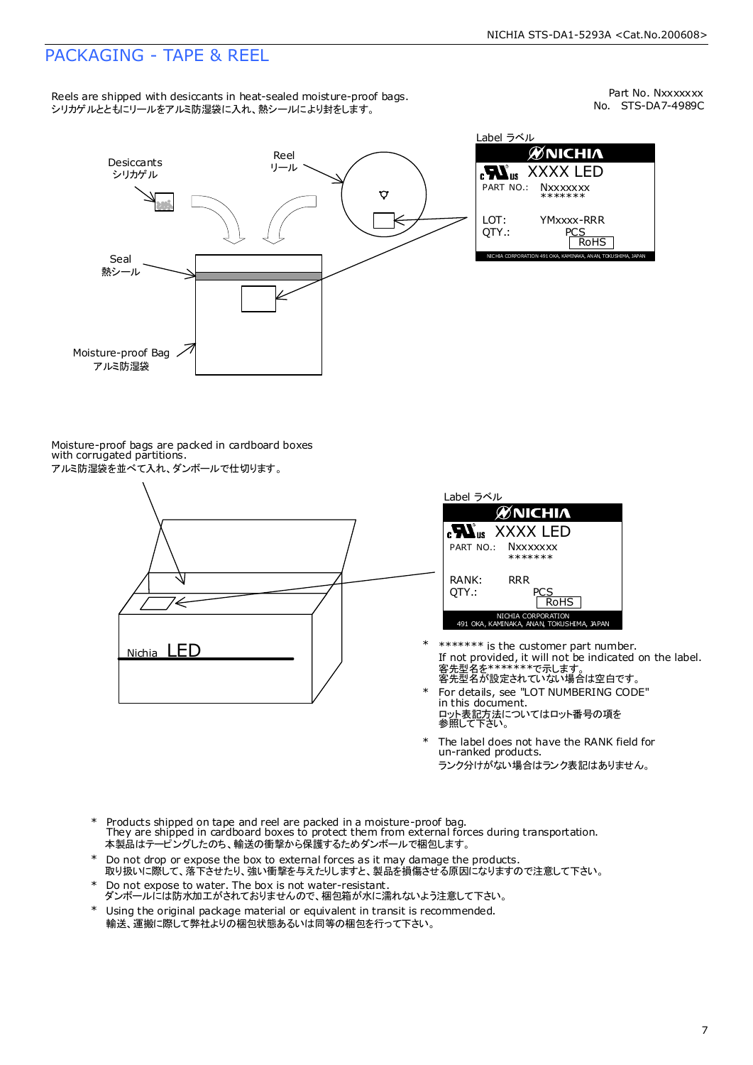# PACKAGING - TAPE & REEL

Reels are shipped with desiccants in heat-sealed moisture-proof bags.
シリカゲルとともにリールをアルミ防湿袋に入れ、熱シールにより封をします。

Part No. Nxxxxxxx
No. STS-DA7-4989C

Label ラベル

Desiccants
シリカゲル

Reel
リール

Seal
熱シール

Moisture-proof Bag
アルミ防湿袋

NICHIA
XXXX LED
PART NO.: Nxxxxxxx
*******
LOT: YMxxxx-RRR
QTY.: PCS
RoHS
NICHIA CORPORATION 491 OKA, KAMINAKA, ANAN, TOKUSHIMA, JAPAN

Moisture-proof bags are packed in cardboard boxes with corrugated partitions.
アルミ防湿袋を並べて入れ、ダンボールで仕切ります。

Label ラベル

NICHIA
XXXX LED
PART NO.: Nxxxxxxx
*******
RANK: RRR
QTY.: PCS
RoHS
NICHIA CORPORATION
491 OKA, KAMINAKA, ANAN, TOKUSHIMA, JAPAN

Nichia LED

- ******* is the customer part number.
  If not provided, it will not be indicated on the label.
  客先型名を*******で示します。
  客先型名が設定されていない場合は空白です。
- For details, see "LOT NUMBERING CODE" in this document.
  ロット表記方法についてはロット番号の項を参照して下さい。
- The label does not have the RANK field for un-ranked products.
  ランク分けがない場合はランク表記はありません。

- Products shipped on tape and reel are packed in a moisture-proof bag.
  They are shipped in cardboard boxes to protect them from external forces during transportation.
  本製品はテーピングしたのち、輸送の衝撃から保護するためダンボールで梱包します。
- Do not drop or expose the box to external forces as it may damage the products.
  取り扱いに際して、落下させたり、強い衝撃を与えたりしますと、製品を損傷させる原因になりますので注意して下さい。
- Do not expose to water. The box is not water-resistant.
  ダンボールには防水加工がされておりませんので、梱包箱が水に濡れないよう注意して下さい。
- Using the original package material or equivalent in transit is recommended.
  輸送、運搬に際して弊社よりの梱包状態あるいは同等の梱包を行って下さい。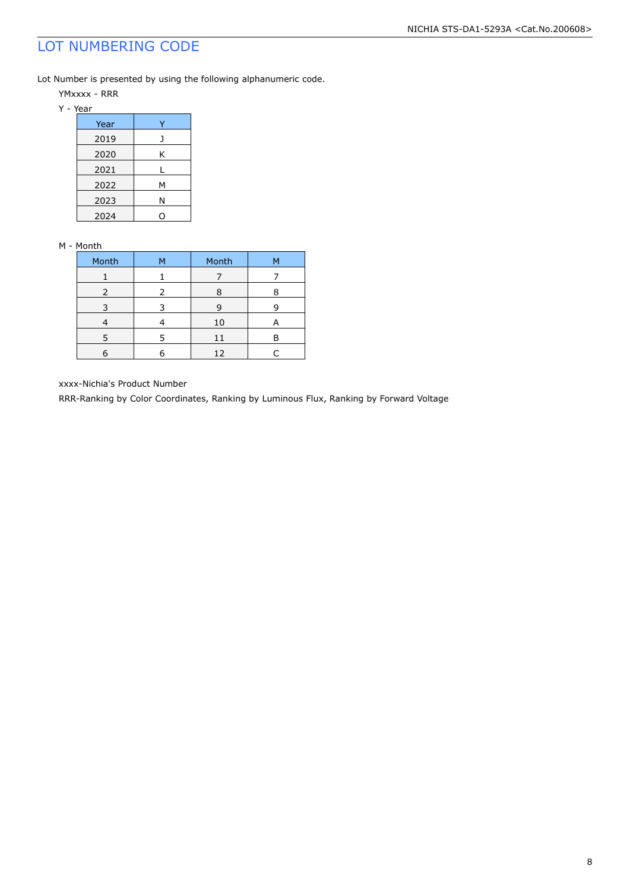# LOT NUMBERING CODE

Lot Number is presented by using the following alphanumeric code.

YMxxxx - RRR

Y - Year

| Year | Y |
|---|---|
| 2019 | J |
| 2020 | K |
| 2021 | L |
| 2022 | M |
| 2023 | N |
| 2024 | O |

M - Month

| Month | M | Month | M |
|---|---|---|---|
| 1 | 1 | 7 | 7 |
| 2 | 2 | 8 | 8 |
| 3 | 3 | 9 | 9 |
| 4 | 4 | 10 | A |
| 5 | 5 | 11 | B |
| 6 | 6 | 12 | C |

xxxx-Nichia's Product Number

RRR-Ranking by Color Coordinates, Ranking by Luminous Flux, Ranking by Forward Voltage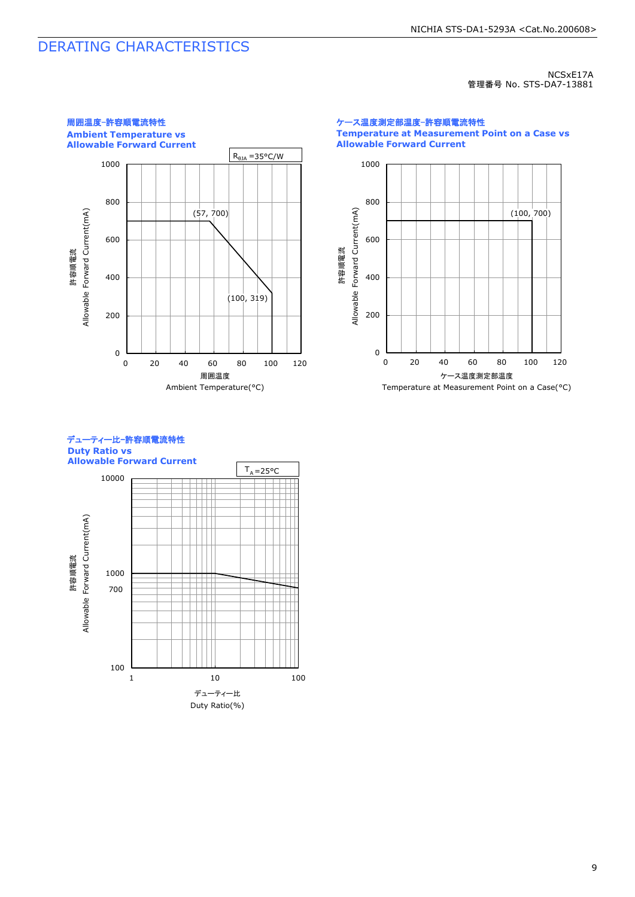# DERATING CHARACTERISTICS

NCSxE17A
管理番号 No. STS-DA7-13881

**周囲温度-許容順電流特性**
**Ambient Temperature vs Allowable Forward Current**

$R_{\theta JA}$ =35°C/W

許容順電流 Allowable Forward Current(mA)

(57, 700)

(100, 319)

周囲温度 Ambient Temperature(°C)

**ケース温度測定部温度-許容順電流特性**
**Temperature at Measurement Point on a Case vs Allowable Forward Current**

許容順電流 Allowable Forward Current(mA)

(100, 700)

ケース温度測定部温度 Temperature at Measurement Point on a Case(°C)

**デューティー比-許容順電流特性**
**Duty Ratio vs Allowable Forward Current**

$T_A$ =25°C

許容順電流 Allowable Forward Current(mA)

デューティー比 Duty Ratio(%)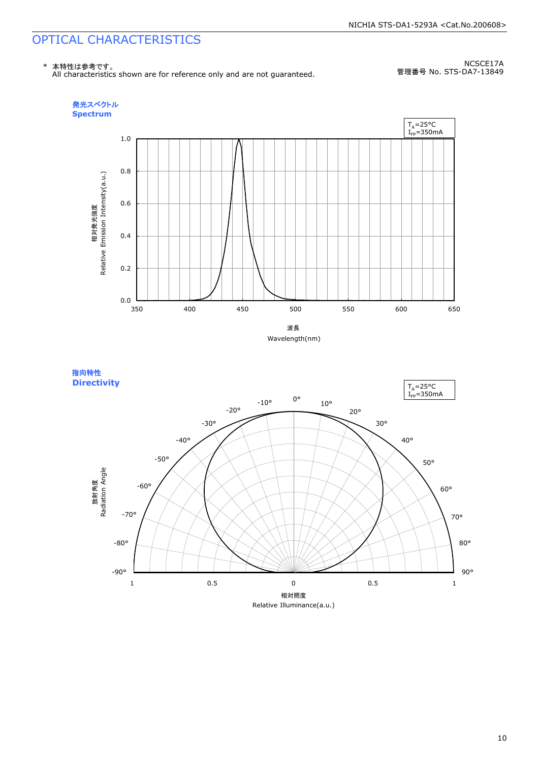# OPTICAL CHARACTERISTICS

\* 本特性は参考です。
All characteristics shown are for reference only and are not guaranteed.

NCSCE17A
管理番号 No. STS-DA7-13849

## 発光スペクトル
## Spectrum

$T_A$=25°C
$I_{FP}$=350mA

相対発光強度
Relative Emission Intensity(a.u.)

波長
Wavelength(nm)

## 指向特性
## Directivity

$T_A$=25°C
$I_{FP}$=350mA

放射角度
Radiation Angle

相対照度
Relative Illuminance(a.u.)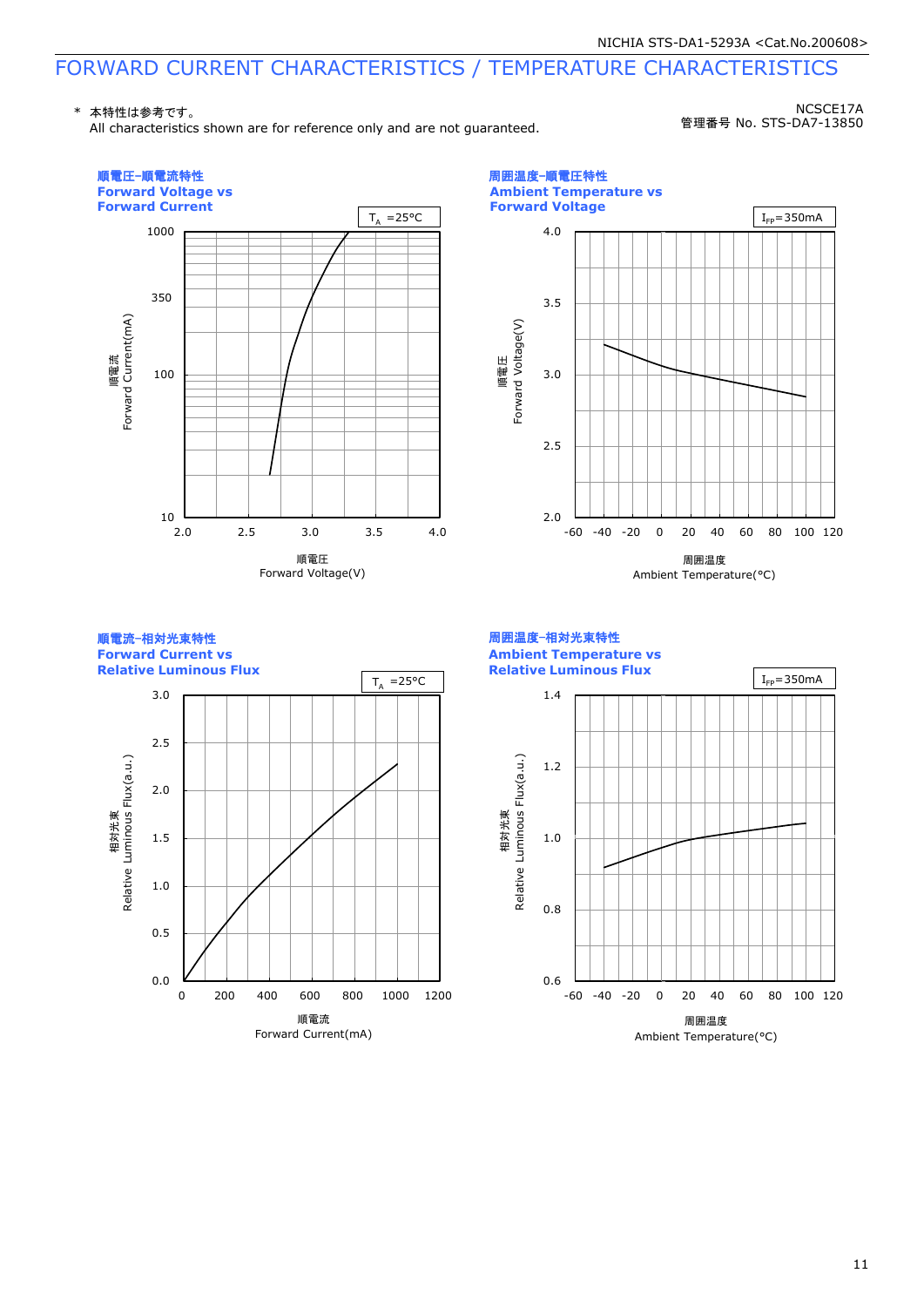# FORWARD CURRENT CHARACTERISTICS / TEMPERATURE CHARACTERISTICS

\* 本特性は参考です。
All characteristics shown are for reference only and are not guaranteed.

NCSCE17A
管理番号 No. STS-DA7-13850

## 順電圧-順電流特性 Forward Voltage vs Forward Current

$T_A$ =25°C

順電流 Forward Current(mA): 10, 100, 350, 1000

順電圧 Forward Voltage(V): 2.0, 2.5, 3.0, 3.5, 4.0

## 周囲温度-順電圧特性 Ambient Temperature vs Forward Voltage

$I_{FP}$=350mA

順電圧 Forward Voltage(V): 2.0, 2.5, 3.0, 3.5, 4.0

周囲温度 Ambient Temperature(°C): -60, -40, -20, 0, 20, 40, 60, 80, 100, 120

## 順電流-相対光束特性 Forward Current vs Relative Luminous Flux

$T_A$ =25°C

相対光束 Relative Luminous Flux(a.u.): 0.0, 0.5, 1.0, 1.5, 2.0, 2.5, 3.0

順電流 Forward Current(mA): 0, 200, 400, 600, 800, 1000, 1200

## 周囲温度-相対光束特性 Ambient Temperature vs Relative Luminous Flux

$I_{FP}$=350mA

相対光束 Relative Luminous Flux(a.u.): 0.6, 0.8, 1.0, 1.2, 1.4

周囲温度 Ambient Temperature(°C): -60, -40, -20, 0, 20, 40, 60, 80, 100, 120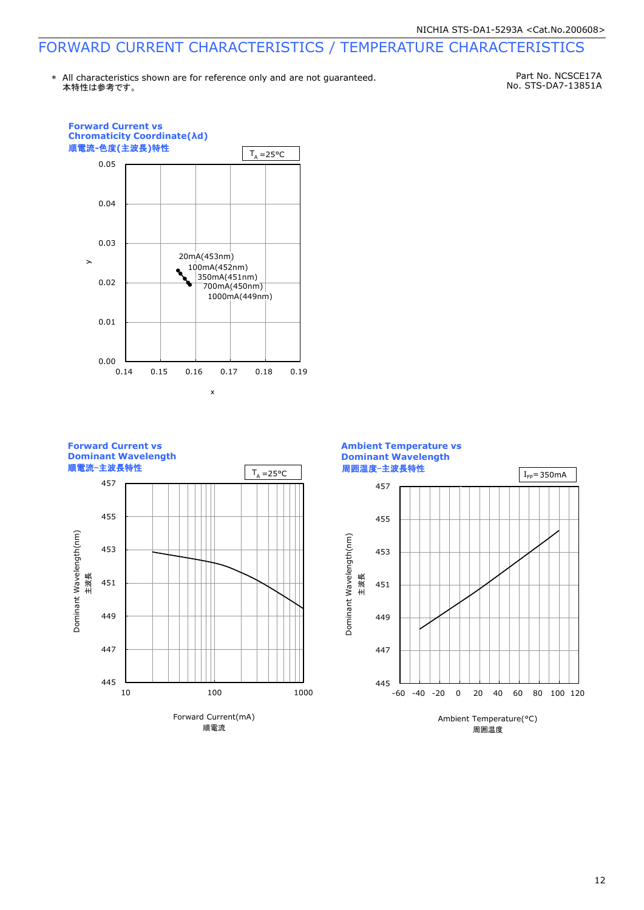# FORWARD CURRENT CHARACTERISTICS / TEMPERATURE CHARACTERISTICS

\* All characteristics shown are for reference only and are not guaranteed.
本特性は参考です。

Part No. NCSCE17A
No. STS-DA7-13851A

**Forward Current vs Chromaticity Coordinate(λd)**
**順電流-色度(主波長)特性**

$T_A$ =25°C

y: 0.00, 0.01, 0.02, 0.03, 0.04, 0.05
x: 0.14, 0.15, 0.16, 0.17, 0.18, 0.19

20mA(453nm)
100mA(452nm)
350mA(451nm)
700mA(450nm)
1000mA(449nm)

**Forward Current vs Dominant Wavelength**
**順電流-主波長特性**

$T_A$ =25°C

Dominant Wavelength(nm) 主波長: 445, 447, 449, 451, 453, 455, 457

Forward Current(mA) 順電流: 10, 100, 1000

**Ambient Temperature vs Dominant Wavelength**
**周囲温度-主波長特性**

$I_{FP}$= 350mA

Dominant Wavelength(nm) 主波長: 445, 447, 449, 451, 453, 455, 457

Ambient Temperature(°C) 周囲温度: -60, -40, -20, 0, 20, 40, 60, 80, 100, 120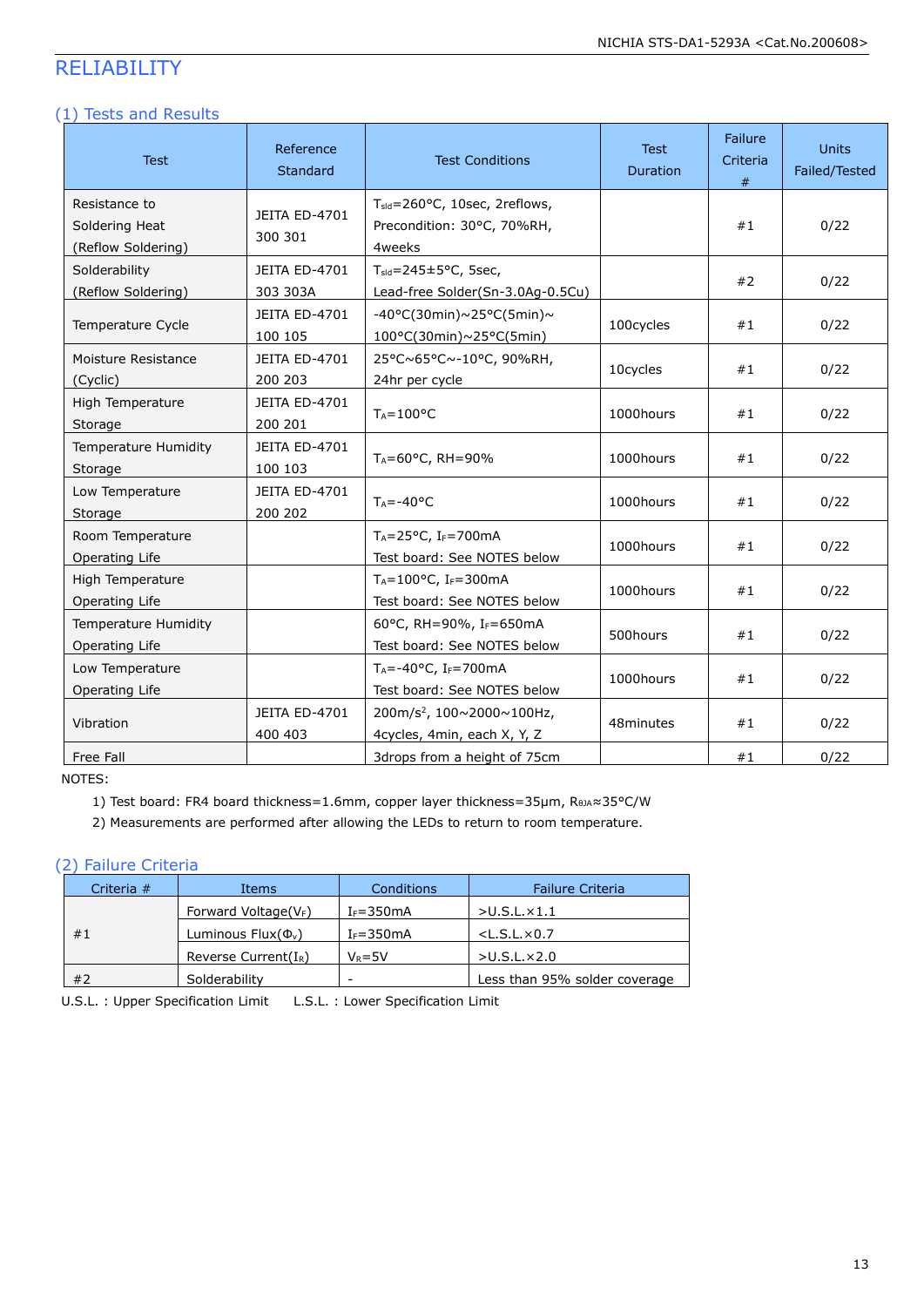# RELIABILITY

## (1) Tests and Results

| Test | Reference Standard | Test Conditions | Test Duration | Failure Criteria # | Units Failed/Tested |
|---|---|---|---|---|---|
| Resistance to Soldering Heat (Reflow Soldering) | JEITA ED-4701 300 301 | $T_{sld}$=260°C, 10sec, 2reflows, Precondition: 30°C, 70%RH, 4weeks | | #1 | 0/22 |
| Solderability (Reflow Soldering) | JEITA ED-4701 303 303A | $T_{sld}$=245±5°C, 5sec, Lead-free Solder(Sn-3.0Ag-0.5Cu) | | #2 | 0/22 |
| Temperature Cycle | JEITA ED-4701 100 105 | -40°C(30min)~25°C(5min)~ 100°C(30min)~25°C(5min) | 100cycles | #1 | 0/22 |
| Moisture Resistance (Cyclic) | JEITA ED-4701 200 203 | 25°C~65°C~-10°C, 90%RH, 24hr per cycle | 10cycles | #1 | 0/22 |
| High Temperature Storage | JEITA ED-4701 200 201 | $T_A$=100°C | 1000hours | #1 | 0/22 |
| Temperature Humidity Storage | JEITA ED-4701 100 103 | $T_A$=60°C, RH=90% | 1000hours | #1 | 0/22 |
| Low Temperature Storage | JEITA ED-4701 200 202 | $T_A$=-40°C | 1000hours | #1 | 0/22 |
| Room Temperature Operating Life | | $T_A$=25°C, $I_F$=700mA Test board: See NOTES below | 1000hours | #1 | 0/22 |
| High Temperature Operating Life | | $T_A$=100°C, $I_F$=300mA Test board: See NOTES below | 1000hours | #1 | 0/22 |
| Temperature Humidity Operating Life | | 60°C, RH=90%, $I_F$=650mA Test board: See NOTES below | 500hours | #1 | 0/22 |
| Low Temperature Operating Life | | $T_A$=-40°C, $I_F$=700mA Test board: See NOTES below | 1000hours | #1 | 0/22 |
| Vibration | JEITA ED-4701 400 403 | 200m/s$^2$, 100~2000~100Hz, 4cycles, 4min, each X, Y, Z | 48minutes | #1 | 0/22 |
| Free Fall | | 3drops from a height of 75cm | | #1 | 0/22 |

NOTES:

1) Test board: FR4 board thickness=1.6mm, copper layer thickness=35μm, $R_{θJA}$≈35°C/W
2) Measurements are performed after allowing the LEDs to return to room temperature.

## (2) Failure Criteria

| Criteria # | Items | Conditions | Failure Criteria |
|---|---|---|---|
| #1 | Forward Voltage($V_F$) | $I_F$=350mA | >U.S.L.×1.1 |
| | Luminous Flux($Φ_V$) | $I_F$=350mA | <L.S.L.×0.7 |
| | Reverse Current($I_R$) | $V_R$=5V | >U.S.L.×2.0 |
| #2 | Solderability | - | Less than 95% solder coverage |

U.S.L. : Upper Specification Limit L.S.L. : Lower Specification Limit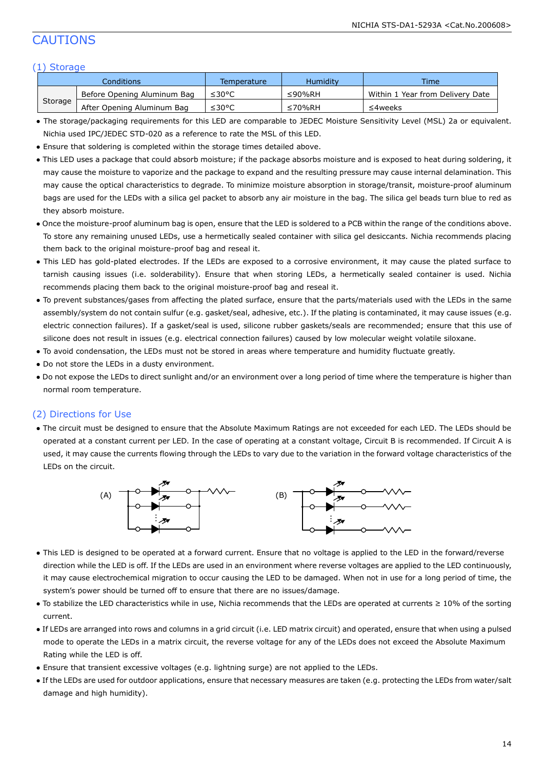# CAUTIONS

## (1) Storage

| Conditions | | Temperature | Humidity | Time |
|---|---|---|---|---|
| Storage | Before Opening Aluminum Bag | ≤30°C | ≤90%RH | Within 1 Year from Delivery Date |
| | After Opening Aluminum Bag | ≤30°C | ≤70%RH | ≤4weeks |

- The storage/packaging requirements for this LED are comparable to JEDEC Moisture Sensitivity Level (MSL) 2a or equivalent. Nichia used IPC/JEDEC STD-020 as a reference to rate the MSL of this LED.
- Ensure that soldering is completed within the storage times detailed above.
- This LED uses a package that could absorb moisture; if the package absorbs moisture and is exposed to heat during soldering, it may cause the moisture to vaporize and the package to expand and the resulting pressure may cause internal delamination. This may cause the optical characteristics to degrade. To minimize moisture absorption in storage/transit, moisture-proof aluminum bags are used for the LEDs with a silica gel packet to absorb any air moisture in the bag. The silica gel beads turn blue to red as they absorb moisture.
- Once the moisture-proof aluminum bag is open, ensure that the LED is soldered to a PCB within the range of the conditions above. To store any remaining unused LEDs, use a hermetically sealed container with silica gel desiccants. Nichia recommends placing them back to the original moisture-proof bag and reseal it.
- This LED has gold-plated electrodes. If the LEDs are exposed to a corrosive environment, it may cause the plated surface to tarnish causing issues (i.e. solderability). Ensure that when storing LEDs, a hermetically sealed container is used. Nichia recommends placing them back to the original moisture-proof bag and reseal it.
- To prevent substances/gases from affecting the plated surface, ensure that the parts/materials used with the LEDs in the same assembly/system do not contain sulfur (e.g. gasket/seal, adhesive, etc.). If the plating is contaminated, it may cause issues (e.g. electric connection failures). If a gasket/seal is used, silicone rubber gaskets/seals are recommended; ensure that this use of silicone does not result in issues (e.g. electrical connection failures) caused by low molecular weight volatile siloxane.
- To avoid condensation, the LEDs must not be stored in areas where temperature and humidity fluctuate greatly.
- Do not store the LEDs in a dusty environment.
- Do not expose the LEDs to direct sunlight and/or an environment over a long period of time where the temperature is higher than normal room temperature.

## (2) Directions for Use

- The circuit must be designed to ensure that the Absolute Maximum Ratings are not exceeded for each LED. The LEDs should be operated at a constant current per LED. In the case of operating at a constant voltage, Circuit B is recommended. If Circuit A is used, it may cause the currents flowing through the LEDs to vary due to the variation in the forward voltage characteristics of the LEDs on the circuit.

(A) (B)

- This LED is designed to be operated at a forward current. Ensure that no voltage is applied to the LED in the forward/reverse direction while the LED is off. If the LEDs are used in an environment where reverse voltages are applied to the LED continuously, it may cause electrochemical migration to occur causing the LED to be damaged. When not in use for a long period of time, the system's power should be turned off to ensure that there are no issues/damage.
- To stabilize the LED characteristics while in use, Nichia recommends that the LEDs are operated at currents ≥ 10% of the sorting current.
- If LEDs are arranged into rows and columns in a grid circuit (i.e. LED matrix circuit) and operated, ensure that when using a pulsed mode to operate the LEDs in a matrix circuit, the reverse voltage for any of the LEDs does not exceed the Absolute Maximum Rating while the LED is off.
- Ensure that transient excessive voltages (e.g. lightning surge) are not applied to the LEDs.
- If the LEDs are used for outdoor applications, ensure that necessary measures are taken (e.g. protecting the LEDs from water/salt damage and high humidity).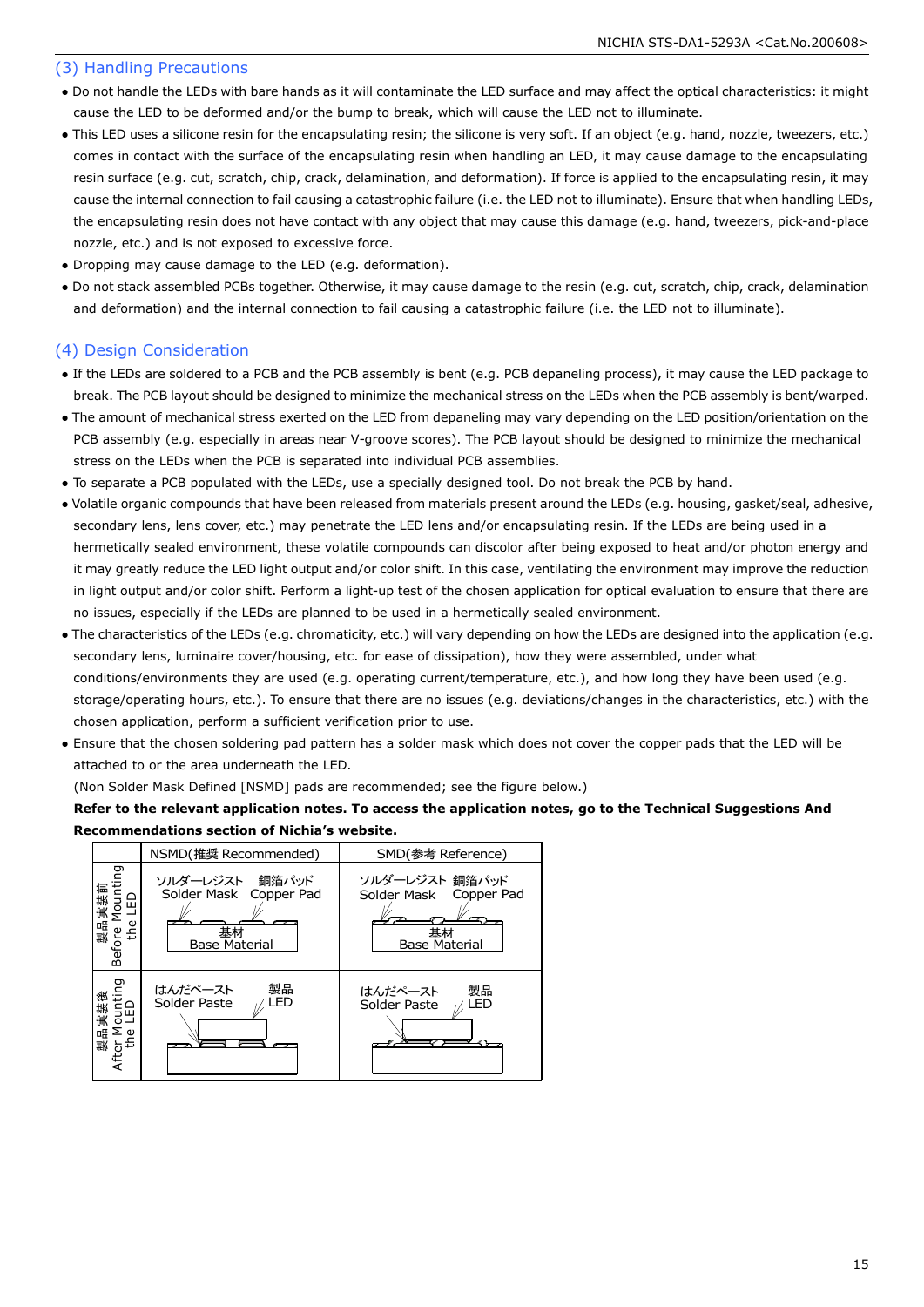## (3) Handling Precautions

- Do not handle the LEDs with bare hands as it will contaminate the LED surface and may affect the optical characteristics: it might cause the LED to be deformed and/or the bump to break, which will cause the LED not to illuminate.
- This LED uses a silicone resin for the encapsulating resin; the silicone is very soft. If an object (e.g. hand, nozzle, tweezers, etc.) comes in contact with the surface of the encapsulating resin when handling an LED, it may cause damage to the encapsulating resin surface (e.g. cut, scratch, chip, crack, delamination, and deformation). If force is applied to the encapsulating resin, it may cause the internal connection to fail causing a catastrophic failure (i.e. the LED not to illuminate). Ensure that when handling LEDs, the encapsulating resin does not have contact with any object that may cause this damage (e.g. hand, tweezers, pick-and-place nozzle, etc.) and is not exposed to excessive force.
- Dropping may cause damage to the LED (e.g. deformation).
- Do not stack assembled PCBs together. Otherwise, it may cause damage to the resin (e.g. cut, scratch, chip, crack, delamination and deformation) and the internal connection to fail causing a catastrophic failure (i.e. the LED not to illuminate).

## (4) Design Consideration

- If the LEDs are soldered to a PCB and the PCB assembly is bent (e.g. PCB depaneling process), it may cause the LED package to break. The PCB layout should be designed to minimize the mechanical stress on the LEDs when the PCB assembly is bent/warped.
- The amount of mechanical stress exerted on the LED from depaneling may vary depending on the LED position/orientation on the PCB assembly (e.g. especially in areas near V-groove scores). The PCB layout should be designed to minimize the mechanical stress on the LEDs when the PCB is separated into individual PCB assemblies.
- To separate a PCB populated with the LEDs, use a specially designed tool. Do not break the PCB by hand.
- Volatile organic compounds that have been released from materials present around the LEDs (e.g. housing, gasket/seal, adhesive, secondary lens, lens cover, etc.) may penetrate the LED lens and/or encapsulating resin. If the LEDs are being used in a hermetically sealed environment, these volatile compounds can discolor after being exposed to heat and/or photon energy and it may greatly reduce the LED light output and/or color shift. In this case, ventilating the environment may improve the reduction in light output and/or color shift. Perform a light-up test of the chosen application for optical evaluation to ensure that there are no issues, especially if the LEDs are planned to be used in a hermetically sealed environment.
- The characteristics of the LEDs (e.g. chromaticity, etc.) will vary depending on how the LEDs are designed into the application (e.g. secondary lens, luminaire cover/housing, etc. for ease of dissipation), how they were assembled, under what conditions/environments they are used (e.g. operating current/temperature, etc.), and how long they have been used (e.g. storage/operating hours, etc.). To ensure that there are no issues (e.g. deviations/changes in the characteristics, etc.) with the chosen application, perform a sufficient verification prior to use.
- Ensure that the chosen soldering pad pattern has a solder mask which does not cover the copper pads that the LED will be attached to or the area underneath the LED.
  (Non Solder Mask Defined [NSMD] pads are recommended; see the figure below.)
  **Refer to the relevant application notes. To access the application notes, go to the Technical Suggestions And Recommendations section of Nichia's website.**

| | NSMD(推奨 Recommended) | SMD(参考 Reference) |
|---|---|---|
| 製品実装前 Before Mounting the LED | ソルダーレジスト Solder Mask / 銅箔パッド Copper Pad / 基材 Base Material | ソルダーレジスト Solder Mask / 銅箔パッド Copper Pad / 基材 Base Material |
| 製品実装後 After Mounting the LED | はんだペースト Solder Paste / 製品 LED | はんだペースト Solder Paste / 製品 LED |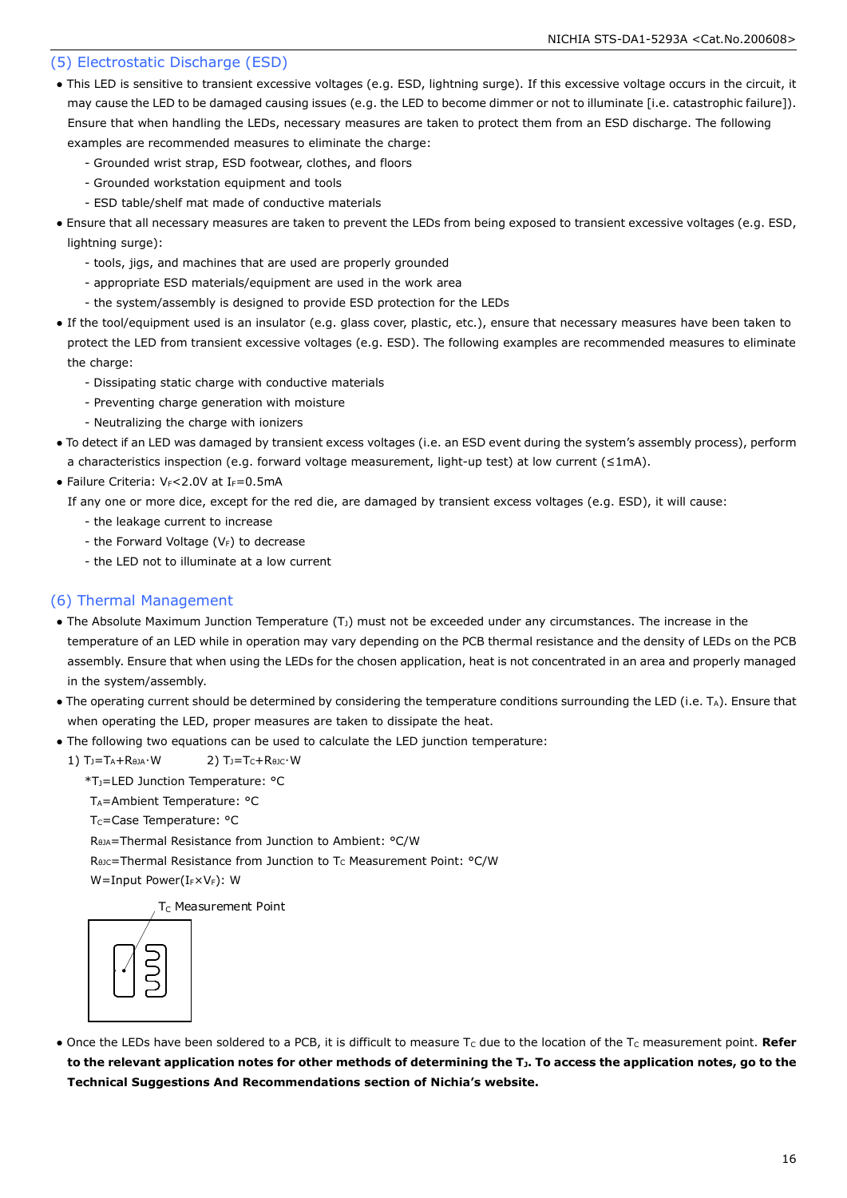## (5) Electrostatic Discharge (ESD)

- This LED is sensitive to transient excessive voltages (e.g. ESD, lightning surge). If this excessive voltage occurs in the circuit, it may cause the LED to be damaged causing issues (e.g. the LED to become dimmer or not to illuminate [i.e. catastrophic failure]). Ensure that when handling the LEDs, necessary measures are taken to protect them from an ESD discharge. The following examples are recommended measures to eliminate the charge:
  - Grounded wrist strap, ESD footwear, clothes, and floors
  - Grounded workstation equipment and tools
  - ESD table/shelf mat made of conductive materials
- Ensure that all necessary measures are taken to prevent the LEDs from being exposed to transient excessive voltages (e.g. ESD, lightning surge):
  - tools, jigs, and machines that are used are properly grounded
  - appropriate ESD materials/equipment are used in the work area
  - the system/assembly is designed to provide ESD protection for the LEDs
- If the tool/equipment used is an insulator (e.g. glass cover, plastic, etc.), ensure that necessary measures have been taken to protect the LED from transient excessive voltages (e.g. ESD). The following examples are recommended measures to eliminate the charge:
  - Dissipating static charge with conductive materials
  - Preventing charge generation with moisture
  - Neutralizing the charge with ionizers
- To detect if an LED was damaged by transient excess voltages (i.e. an ESD event during the system's assembly process), perform a characteristics inspection (e.g. forward voltage measurement, light-up test) at low current (≤1mA).
- Failure Criteria: $V_F$<2.0V at $I_F$=0.5mA

  If any one or more dice, except for the red die, are damaged by transient excess voltages (e.g. ESD), it will cause:
  - the leakage current to increase
  - the Forward Voltage ($V_F$) to decrease
  - the LED not to illuminate at a low current

## (6) Thermal Management

- The Absolute Maximum Junction Temperature ($T_J$) must not be exceeded under any circumstances. The increase in the temperature of an LED while in operation may vary depending on the PCB thermal resistance and the density of LEDs on the PCB assembly. Ensure that when using the LEDs for the chosen application, heat is not concentrated in an area and properly managed in the system/assembly.
- The operating current should be determined by considering the temperature conditions surrounding the LED (i.e. $T_A$). Ensure that when operating the LED, proper measures are taken to dissipate the heat.
- The following two equations can be used to calculate the LED junction temperature:

  1) $T_J=T_A+R_{\theta JA}\cdot W$    2) $T_J=T_C+R_{\theta JC}\cdot W$

  *$T_J$=LED Junction Temperature: °C
  $T_A$=Ambient Temperature: °C
  $T_C$=Case Temperature: °C
  $R_{\theta JA}$=Thermal Resistance from Junction to Ambient: °C/W
  $R_{\theta JC}$=Thermal Resistance from Junction to $T_C$ Measurement Point: °C/W
  W=Input Power($I_F$×$V_F$): W

  $T_C$ Measurement Point

- Once the LEDs have been soldered to a PCB, it is difficult to measure $T_C$ due to the location of the $T_C$ measurement point. **Refer to the relevant application notes for other methods of determining the $T_J$. To access the application notes, go to the Technical Suggestions And Recommendations section of Nichia's website.**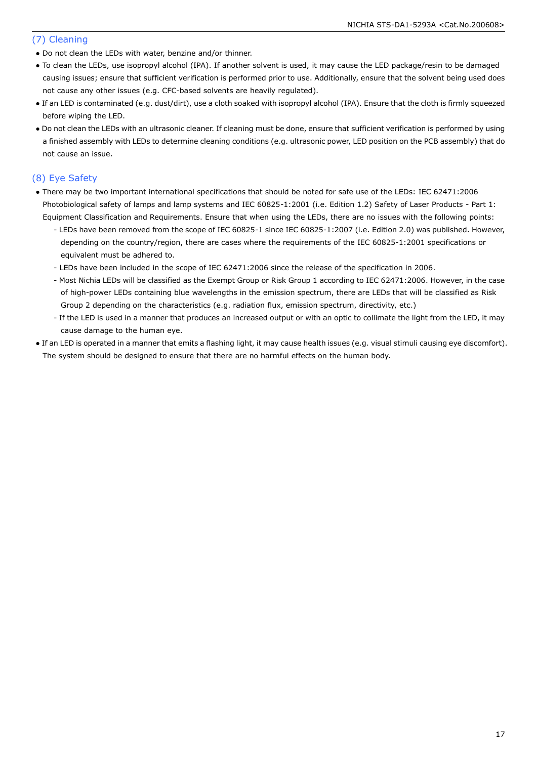## (7) Cleaning

- Do not clean the LEDs with water, benzine and/or thinner.
- To clean the LEDs, use isopropyl alcohol (IPA). If another solvent is used, it may cause the LED package/resin to be damaged causing issues; ensure that sufficient verification is performed prior to use. Additionally, ensure that the solvent being used does not cause any other issues (e.g. CFC-based solvents are heavily regulated).
- If an LED is contaminated (e.g. dust/dirt), use a cloth soaked with isopropyl alcohol (IPA). Ensure that the cloth is firmly squeezed before wiping the LED.
- Do not clean the LEDs with an ultrasonic cleaner. If cleaning must be done, ensure that sufficient verification is performed by using a finished assembly with LEDs to determine cleaning conditions (e.g. ultrasonic power, LED position on the PCB assembly) that do not cause an issue.

## (8) Eye Safety

- There may be two important international specifications that should be noted for safe use of the LEDs: IEC 62471:2006 Photobiological safety of lamps and lamp systems and IEC 60825-1:2001 (i.e. Edition 1.2) Safety of Laser Products - Part 1: Equipment Classification and Requirements. Ensure that when using the LEDs, there are no issues with the following points:
  - LEDs have been removed from the scope of IEC 60825-1 since IEC 60825-1:2007 (i.e. Edition 2.0) was published. However, depending on the country/region, there are cases where the requirements of the IEC 60825-1:2001 specifications or equivalent must be adhered to.
  - LEDs have been included in the scope of IEC 62471:2006 since the release of the specification in 2006.
  - Most Nichia LEDs will be classified as the Exempt Group or Risk Group 1 according to IEC 62471:2006. However, in the case of high-power LEDs containing blue wavelengths in the emission spectrum, there are LEDs that will be classified as Risk Group 2 depending on the characteristics (e.g. radiation flux, emission spectrum, directivity, etc.)
  - If the LED is used in a manner that produces an increased output or with an optic to collimate the light from the LED, it may cause damage to the human eye.
- If an LED is operated in a manner that emits a flashing light, it may cause health issues (e.g. visual stimuli causing eye discomfort). The system should be designed to ensure that there are no harmful effects on the human body.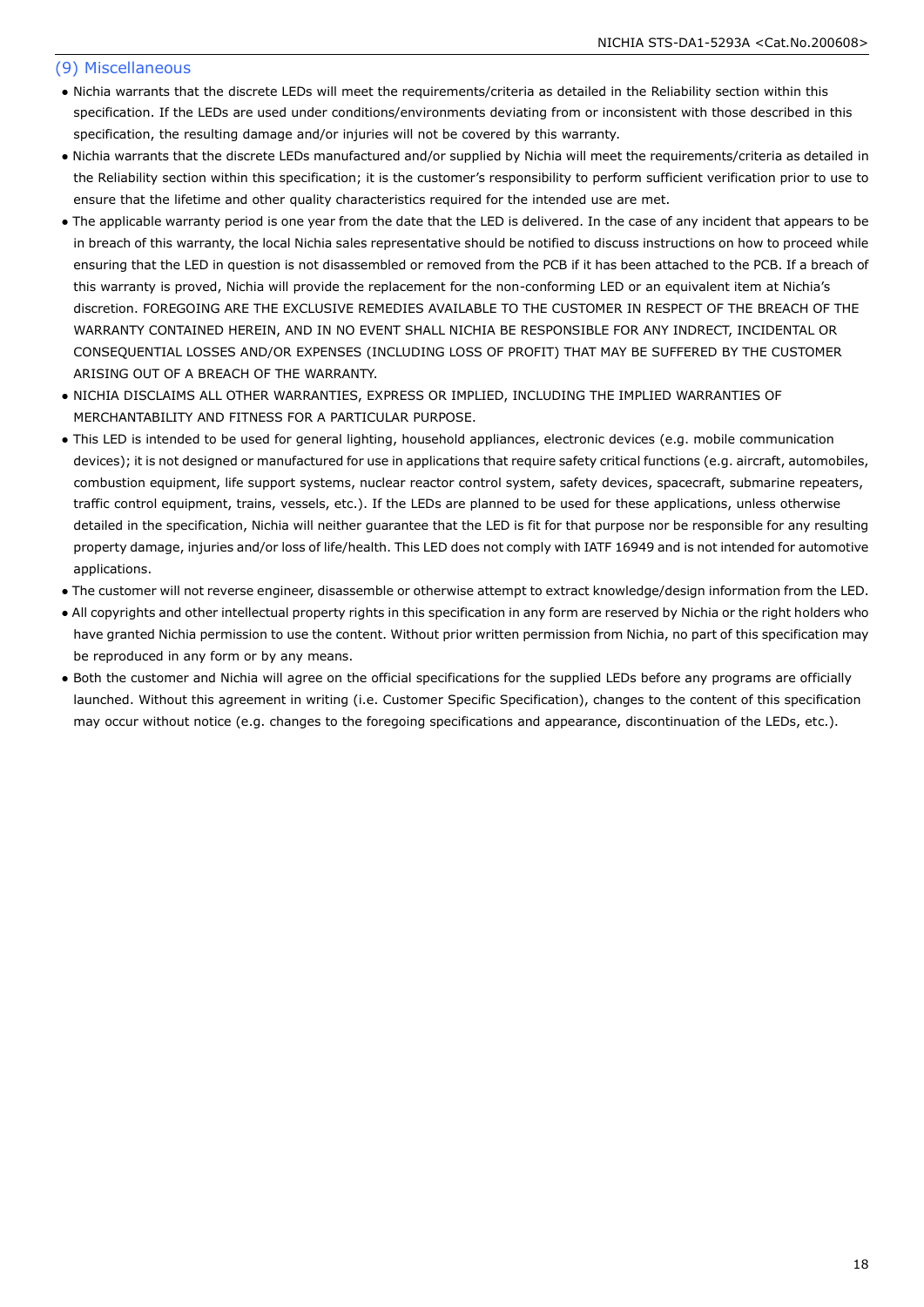## (9) Miscellaneous

- Nichia warrants that the discrete LEDs will meet the requirements/criteria as detailed in the Reliability section within this specification. If the LEDs are used under conditions/environments deviating from or inconsistent with those described in this specification, the resulting damage and/or injuries will not be covered by this warranty.
- Nichia warrants that the discrete LEDs manufactured and/or supplied by Nichia will meet the requirements/criteria as detailed in the Reliability section within this specification; it is the customer's responsibility to perform sufficient verification prior to use to ensure that the lifetime and other quality characteristics required for the intended use are met.
- The applicable warranty period is one year from the date that the LED is delivered. In the case of any incident that appears to be in breach of this warranty, the local Nichia sales representative should be notified to discuss instructions on how to proceed while ensuring that the LED in question is not disassembled or removed from the PCB if it has been attached to the PCB. If a breach of this warranty is proved, Nichia will provide the replacement for the non-conforming LED or an equivalent item at Nichia's discretion. FOREGOING ARE THE EXCLUSIVE REMEDIES AVAILABLE TO THE CUSTOMER IN RESPECT OF THE BREACH OF THE WARRANTY CONTAINED HEREIN, AND IN NO EVENT SHALL NICHIA BE RESPONSIBLE FOR ANY INDRECT, INCIDENTAL OR CONSEQUENTIAL LOSSES AND/OR EXPENSES (INCLUDING LOSS OF PROFIT) THAT MAY BE SUFFERED BY THE CUSTOMER ARISING OUT OF A BREACH OF THE WARRANTY.
- NICHIA DISCLAIMS ALL OTHER WARRANTIES, EXPRESS OR IMPLIED, INCLUDING THE IMPLIED WARRANTIES OF MERCHANTABILITY AND FITNESS FOR A PARTICULAR PURPOSE.
- This LED is intended to be used for general lighting, household appliances, electronic devices (e.g. mobile communication devices); it is not designed or manufactured for use in applications that require safety critical functions (e.g. aircraft, automobiles, combustion equipment, life support systems, nuclear reactor control system, safety devices, spacecraft, submarine repeaters, traffic control equipment, trains, vessels, etc.). If the LEDs are planned to be used for these applications, unless otherwise detailed in the specification, Nichia will neither guarantee that the LED is fit for that purpose nor be responsible for any resulting property damage, injuries and/or loss of life/health. This LED does not comply with IATF 16949 and is not intended for automotive applications.
- The customer will not reverse engineer, disassemble or otherwise attempt to extract knowledge/design information from the LED.
- All copyrights and other intellectual property rights in this specification in any form are reserved by Nichia or the right holders who have granted Nichia permission to use the content. Without prior written permission from Nichia, no part of this specification may be reproduced in any form or by any means.
- Both the customer and Nichia will agree on the official specifications for the supplied LEDs before any programs are officially launched. Without this agreement in writing (i.e. Customer Specific Specification), changes to the content of this specification may occur without notice (e.g. changes to the foregoing specifications and appearance, discontinuation of the LEDs, etc.).